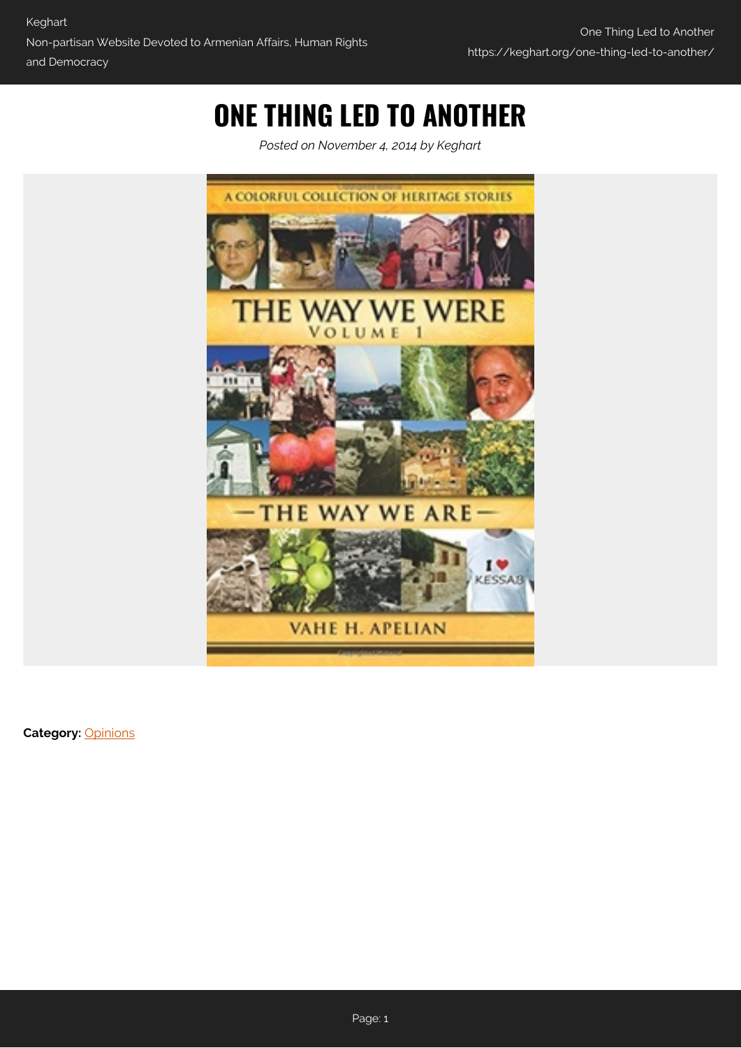# ONE THING LED TO ANOTHER

*Posted on November 4, 2014 by Keghart*

**Category:** Opinions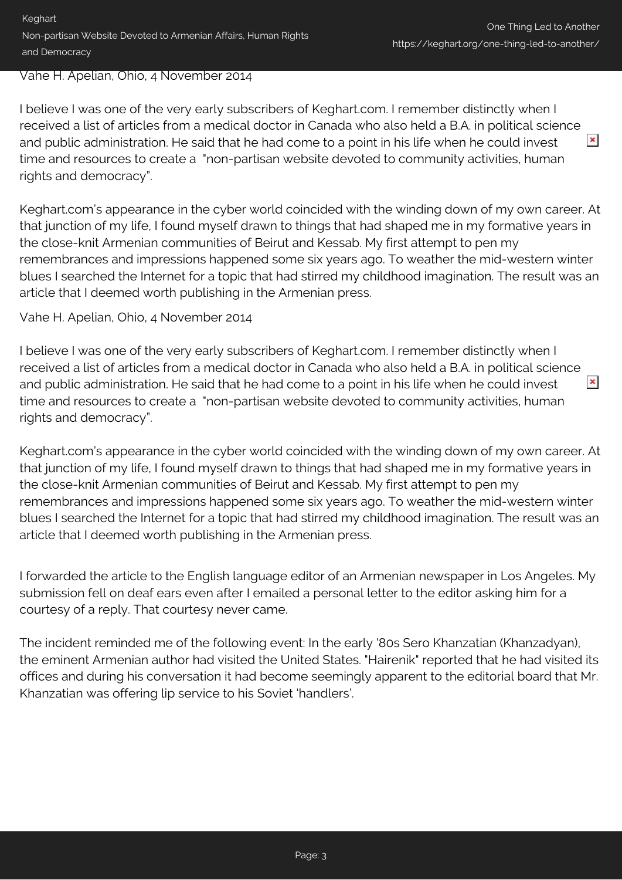Vahe H. Apelian, Ohio, 4 November 2014

I believe I was one of the very early subscribers of Keghart.com. I remember distinctly when I received a list of articles from a medical doctor in Canada who also held a B.A. in political science and public administration. He said that he had come to a point in his life when he could invest time and resources to create a "non-partisan website devoted to community activities, human rights and democracy".

Keghart.com's appearance in the cyber world coincided with the winding down of my own career. At that junction of my life, I found myself drawn to things that had shaped me in my formative years in the close-knit Armenian communities of Beirut and Kessab. My first attempt to pen my remembrances and impressions happened some six years ago. To weather the mid-western winter blues I searched the Internet for a topic that had stirred my childhood imagination. The result was an article that I deemed worth publishing in the Armenian press.

Vahe H. Apelian, Ohio, 4 November 2014

I believe I was one of the very early subscribers of Keghart.com. I remember distinctly when I received a list of articles from a medical doctor in Canada who also held a B.A. in political science and public administration. He said that he had come to a point in his life when he could invest time and resources to create a "non-partisan website devoted to community activities, human rights and democracy".

Keghart.com's appearance in the cyber world coincided with the winding down of my own career. At that junction of my life, I found myself drawn to things that had shaped me in my formative years in the close-knit Armenian communities of Beirut and Kessab. My first attempt to pen my remembrances and impressions happened some six years ago. To weather the mid-western winter blues I searched the Internet for a topic that had stirred my childhood imagination. The result was an article that I deemed worth publishing in the Armenian press.

I forwarded the article to the English language editor of an Armenian newspaper in Los Angeles. My submission fell on deaf ears even after I emailed a personal letter to the editor asking him for a courtesy of a reply. That courtesy never came.

The incident reminded me of the following event: In the early '80s Sero Khanzatian (Khanzadyan), the eminent Armenian author had visited the United States. "Hairenik" reported that he had visited its offices and during his conversation it had become seemingly apparent to the editorial board that Mr. Khanzatian was offering lip service to his Soviet 'handlers'.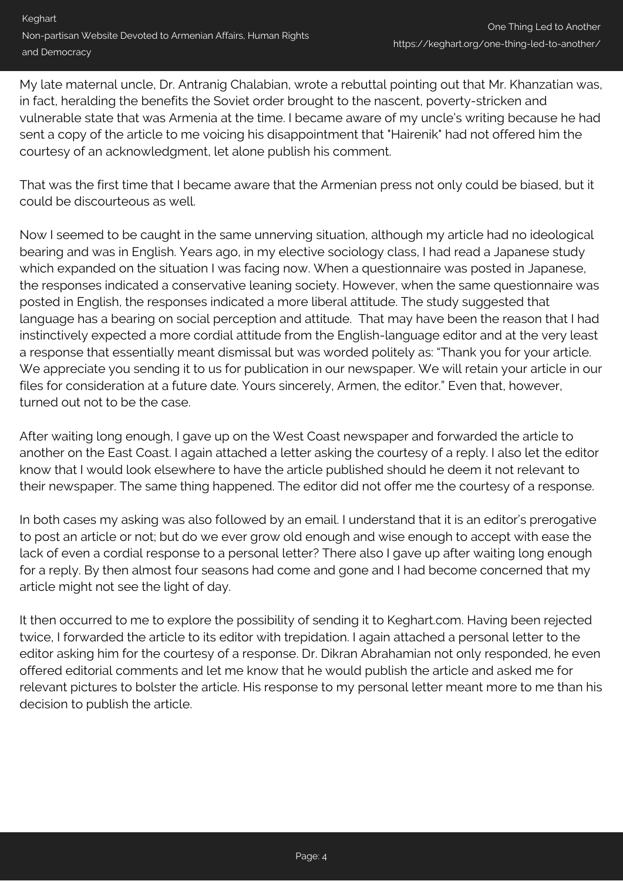My late maternal uncle, Dr. Antranig Chalabian, wrote a rebuttal pointing out that Mr. Khanzatian was, in fact, heralding the benefits the Soviet order brought to the nascent, poverty-stricken and vulnerable state that was Armenia at the time. I became aware of my uncle's writing because he had sent a copy of the article to me voicing his disappointment that "Hairenik" had not offered him the courtesy of an acknowledgment, let alone publish his comment.

That was the first time that I became aware that the Armenian press not only could be biased, but it could be discourteous as well.

Now I seemed to be caught in the same unnerving situation, although my article had no ideological bearing and was in English. Years ago, in my elective sociology class, I had read a Japanese study which expanded on the situation I was facing now. When a questionnaire was posted in Japanese, the responses indicated a conservative leaning society. However, when the same questionnaire was posted in English, the responses indicated a more liberal attitude. The study suggested that language has a bearing on social perception and attitude. That may have been the reason that I had instinctively expected a more cordial attitude from the English-language editor and at the very least a response that essentially meant dismissal but was worded politely as: "Thank you for your article. We appreciate you sending it to us for publication in our newspaper. We will retain your article in our files for consideration at a future date. Yours sincerely, Armen, the editor." Even that, however, turned out not to be the case.

After waiting long enough, I gave up on the West Coast newspaper and forwarded the article to another on the East Coast. I again attached a letter asking the courtesy of a reply. I also let the editor know that I would look elsewhere to have the article published should he deem it not relevant to their newspaper. The same thing happened. The editor did not offer me the courtesy of a response.

In both cases my asking was also followed by an email. I understand that it is an editor's prerogative to post an article or not; but do we ever grow old enough and wise enough to accept with ease the lack of even a cordial response to a personal letter? There also I gave up after waiting long enough for a reply. By then almost four seasons had come and gone and I had become concerned that my article might not see the light of day.

It then occurred to me to explore the possibility of sending it to Keghart.com. Having been rejected twice, I forwarded the article to its editor with trepidation. I again attached a personal letter to the editor asking him for the courtesy of a response. Dr. Dikran Abrahamian not only responded, he even offered editorial comments and let me know that he would publish the article and asked me for relevant pictures to bolster the article. His response to my personal letter meant more to me than his decision to publish the article.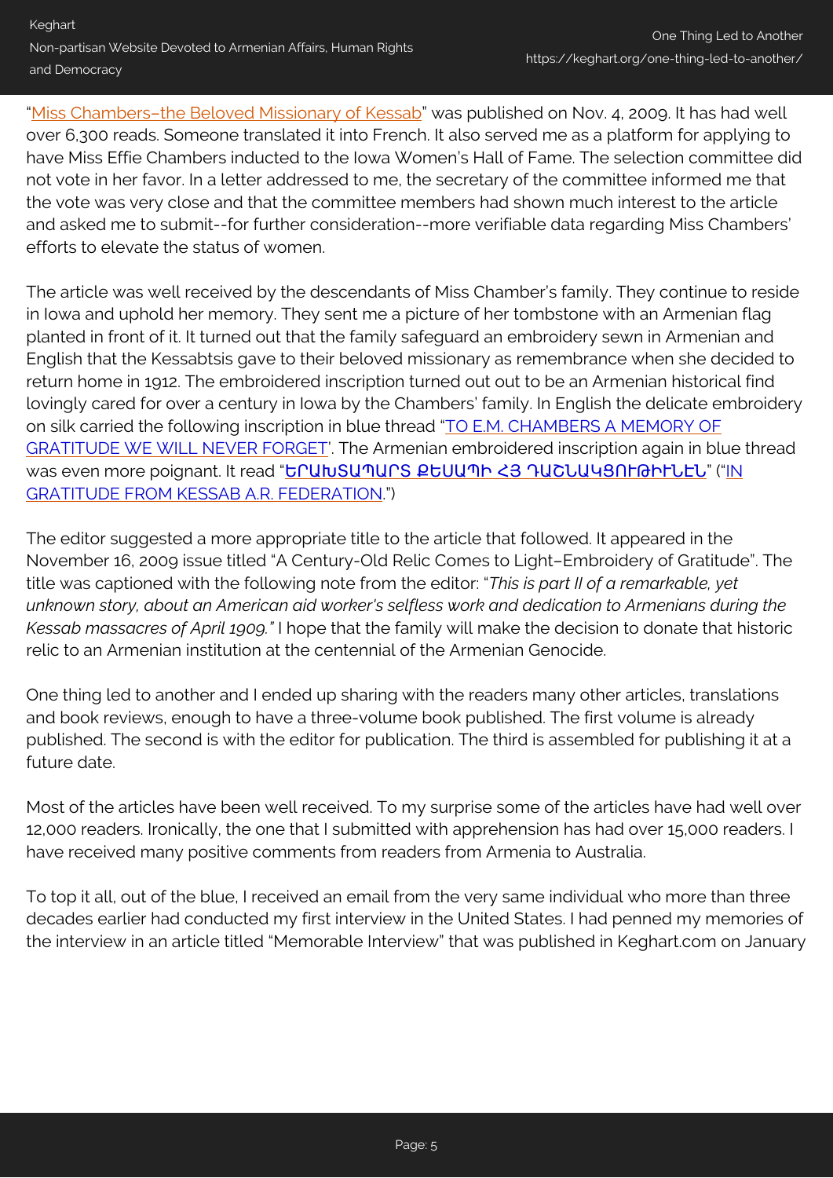"Miss Chambers–the Beloved Missionary of Kessab" was published on Nov. 4, 2009. It has had well over 6,300 reads. Someone translated it into French. It also served me as a platform for applying to have Miss Effie Chambers inducted to the Iowa Women's Hall of Fame. The selection committee did not vote in her favor. In a letter addressed to me, the secretary of the committee informed me that the vote was very close and that the committee members had shown much interest to the article and asked me to submit--for further consideration--more verifiable data regarding Miss Chambers' efforts to elevate the status of women.

The article was well received by the descendants of Miss Chamber's family. They continue to reside in Iowa and uphold her memory. They sent me a picture of her tombstone with an Armenian flag planted in front of it. It turned out that the family safeguard an embroidery sewn in Armenian and English that the Kessabtsis gave to their beloved missionary as remembrance when she decided to return home in 1912. The embroidered inscription turned out out to be an Armenian historical find lovingly cared for over a century in Iowa by the Chambers' family. In English the delicate embroidery on silk carried the following inscription in blue thread "TO E.M. CHAMBERS A MEMORY OF GRATITUDE WE WILL NEVER FORGET'. The Armenian embroidered inscription again in blue thread was even more poignant. It read "ԵՐԱԽՏԱՊԱՐՏ ՔԵՍԱՊԻ ՀՅ ԴԱՇՆԱԿՑՈՒԹԻՒՆԷՆ" ("IN GRATITUDE FROM KESSAB A.R. FEDERATION.")

The editor suggested a more appropriate title to the article that followed. It appeared in the November 16, 2009 issue titled "A Century-Old Relic Comes to Light–Embroidery of Gratitude". The title was captioned with the following note from the editor: "*This is part II of a remarkable, yet unknown story, about an American aid worker's selfless work and dedication to Armenians during the Kessab massacres of April 1909."* I hope that the family will make the decision to donate that historic relic to an Armenian institution at the centennial of the Armenian Genocide.

One thing led to another and I ended up sharing with the readers many other articles, translations and book reviews, enough to have a three-volume book published. The first volume is already published. The second is with the editor for publication. The third is assembled for publishing it at a future date.

Most of the articles have been well received. To my surprise some of the articles have had well over 12,000 readers. Ironically, the one that I submitted with apprehension has had over 15,000 readers. I have received many positive comments from readers from Armenia to Australia.

To top it all, out of the blue, I received an email from the very same individual who more than three decades earlier had conducted my first interview in the United States. I had penned my memories of the interview in an article titled "Memorable Interview" that was published in Keghart.com on January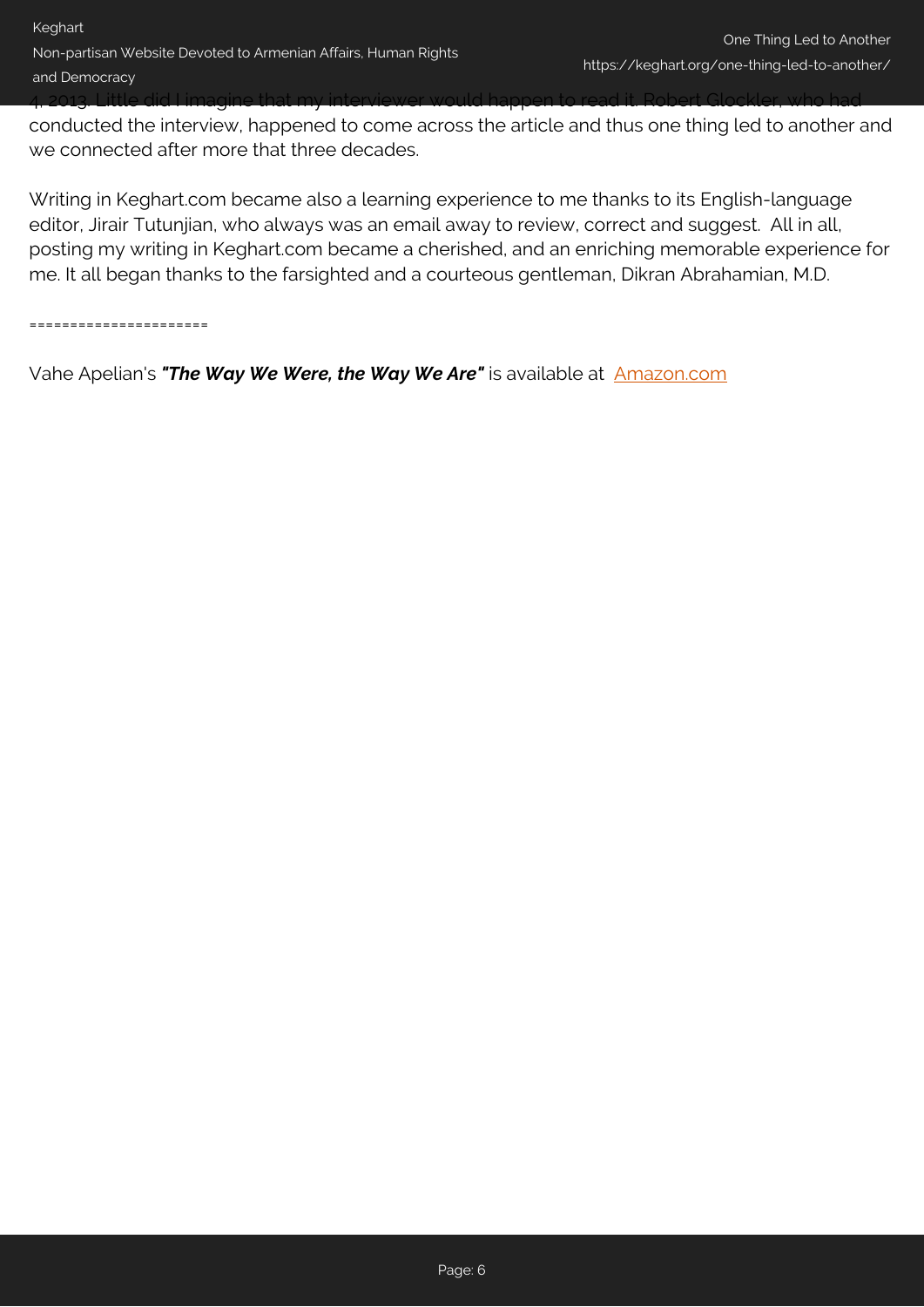4, 2013. Little did I imagine that my interviewer would happen to read it. Robert Glockler, who had conducted the interview, happened to come across the article and thus one thing led to another and we connected after more that three decades.

Writing in Keghart.com became also a learning experience to me thanks to its English-language editor, Jirair Tutunjian, who always was an email away to review, correct and suggest. All in all, posting my writing in Keghart.com became a cherished, and an enriching memorable experience for me. It all began thanks to the farsighted and a courteous gentleman, Dikran Abrahamian, M.D.

======================

Vahe Apelian's ***"The Way We Were, the Way We Are"*** is available at [Amazon.com]